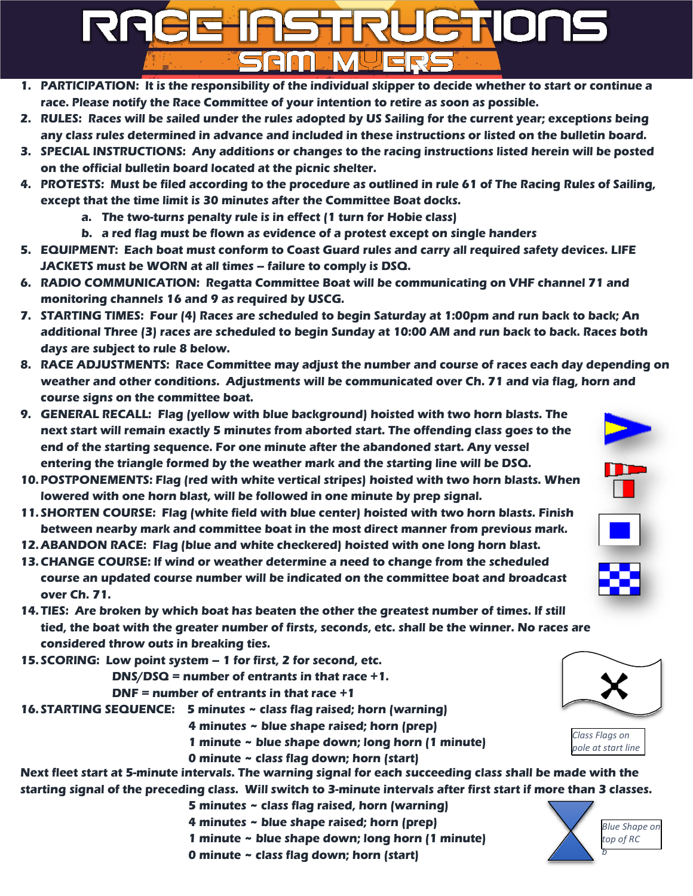# RACE INSTRUCTIONS

## SAM MYERS

1. **PARTICIPATION: It is the responsibility of the individual skipper to decide whether to start or continue a race. Please notify the Race Committee of your intention to retire as soon as possible.**
2. **RULES: Races will be sailed under the rules adopted by US Sailing for the current year; exceptions being any class rules determined in advance and included in these instructions or listed on the bulletin board.**
3. **SPECIAL INSTRUCTIONS: Any additions or changes to the racing instructions listed herein will be posted on the official bulletin board located at the picnic shelter.**
4. **PROTESTS: Must be filed according to the procedure as outlined in rule 61 of The Racing Rules of Sailing, except that the time limit is 30 minutes after the Committee Boat docks.**
   a. **The two-turns penalty rule is in effect (1 turn for Hobie class)**
   b. **a red flag must be flown as evidence of a protest except on single handers**
5. **EQUIPMENT: Each boat must conform to Coast Guard rules and carry all required safety devices. LIFE JACKETS must be WORN at all times – failure to comply is DSQ.**
6. **RADIO COMMUNICATION: Regatta Committee Boat will be communicating on VHF channel 71 and monitoring channels 16 and 9 as required by USCG.**
7. **STARTING TIMES: Four (4) Races are scheduled to begin Saturday at 1:00pm and run back to back; An additional Three (3) races are scheduled to begin Sunday at 10:00 AM and run back to back. Races both days are subject to rule 8 below.**
8. **RACE ADJUSTMENTS: Race Committee may adjust the number and course of races each day depending on weather and other conditions. Adjustments will be communicated over Ch. 71 and via flag, horn and course signs on the committee boat.**
9. **GENERAL RECALL: Flag (yellow with blue background) hoisted with two horn blasts. The next start will remain exactly 5 minutes from aborted start. The offending class goes to the end of the starting sequence. For one minute after the abandoned start. Any vessel entering the triangle formed by the weather mark and the starting line will be DSQ.**
10. **POSTPONEMENTS: Flag (red with white vertical stripes) hoisted with two horn blasts. When lowered with one horn blast, will be followed in one minute by prep signal.**
11. **SHORTEN COURSE: Flag (white field with blue center) hoisted with two horn blasts. Finish between nearby mark and committee boat in the most direct manner from previous mark.**
12. **ABANDON RACE: Flag (blue and white checkered) hoisted with one long horn blast.**
13. **CHANGE COURSE: If wind or weather determine a need to change from the scheduled course an updated course number will be indicated on the committee boat and broadcast over Ch. 71.**
14. **TIES: Are broken by which boat has beaten the other the greatest number of times. If still tied, the boat with the greater number of firsts, seconds, etc. shall be the winner. No races are considered throw outs in breaking ties.**
15. **SCORING: Low point system – 1 for first, 2 for second, etc.**
    **DNS/DSQ = number of entrants in that race +1.**
    **DNF = number of entrants in that race +1**
16. **STARTING SEQUENCE:**
    **5 minutes ~ class flag raised; horn (warning)**
    **4 minutes ~ blue shape raised; horn (prep)**
    **1 minute ~ blue shape down; long horn (1 minute)**
    **0 minute ~ class flag down; horn (start)**

*Class Flags on pole at start line*

**Next fleet start at 5-minute intervals. The warning signal for each succeeding class shall be made with the starting signal of the preceding class. Will switch to 3-minute intervals after first start if more than 3 classes.**

**5 minutes ~ class flag raised, horn (warning)**
**4 minutes ~ blue shape raised; horn (prep)**
**1 minute ~ blue shape down; long horn (1 minute)**
**0 minute ~ class flag down; horn (start)**

*Blue Shape on top of RC b*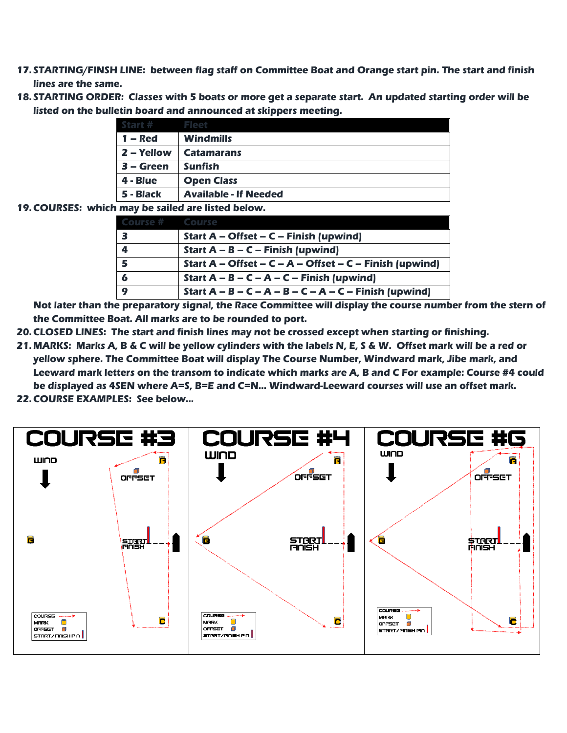17. **STARTING/FINSH LINE: between flag staff on Committee Boat and Orange start pin. The start and finish lines are the same.**
18. **STARTING ORDER: Classes with 5 boats or more get a separate start. An updated starting order will be listed on the bulletin board and announced at skippers meeting.**

| Start # | Fleet |
|---|---|
| 1 – Red | Windmills |
| 2 – Yellow | Catamarans |
| 3 – Green | Sunfish |
| 4 - Blue | Open Class |
| 5 - Black | Available - If Needed |

19. **COURSES: which may be sailed are listed below.**

| Course # | Course |
|---|---|
| 3 | Start A – Offset – C – Finish (upwind) |
| 4 | Start A – B – C – Finish (upwind) |
| 5 | Start A – Offset – C – A – Offset – C – Finish (upwind) |
| 6 | Start A – B – C – A – C – Finish (upwind) |
| 9 | Start A – B – C – A – B – C – A – C – Finish (upwind) |

**Not later than the preparatory signal, the Race Committee will display the course number from the stern of the Committee Boat. All marks are to be rounded to port.**

20. **CLOSED LINES: The start and finish lines may not be crossed except when starting or finishing.**
21. **MARKS: Marks A, B & C will be yellow cylinders with the labels N, E, S & W. Offset mark will be a red or yellow sphere. The Committee Boat will display The Course Number, Windward mark, Jibe mark, and Leeward mark letters on the transom to indicate which marks are A, B and C For example: Course #4 could be displayed as 4SEN where A=S, B=E and C=N… Windward-Leeward courses will use an offset mark.**
22. **COURSE EXAMPLES: See below…**

COURSE #3

WIND

A
OFFSET
B
START
FINISH
C
COURSE
MARK
OFFSET
START/FINISH PIN

COURSE #4

WIND

A
OFFSET
B
START
FINISH
C
COURSE
MARK
OFFSET
START/FINISH PIN

COURSE #6

WIND

A
OFFSET
B
START
FINISH
C
COURSE
MARK
OFFSET
START/FINISH PIN